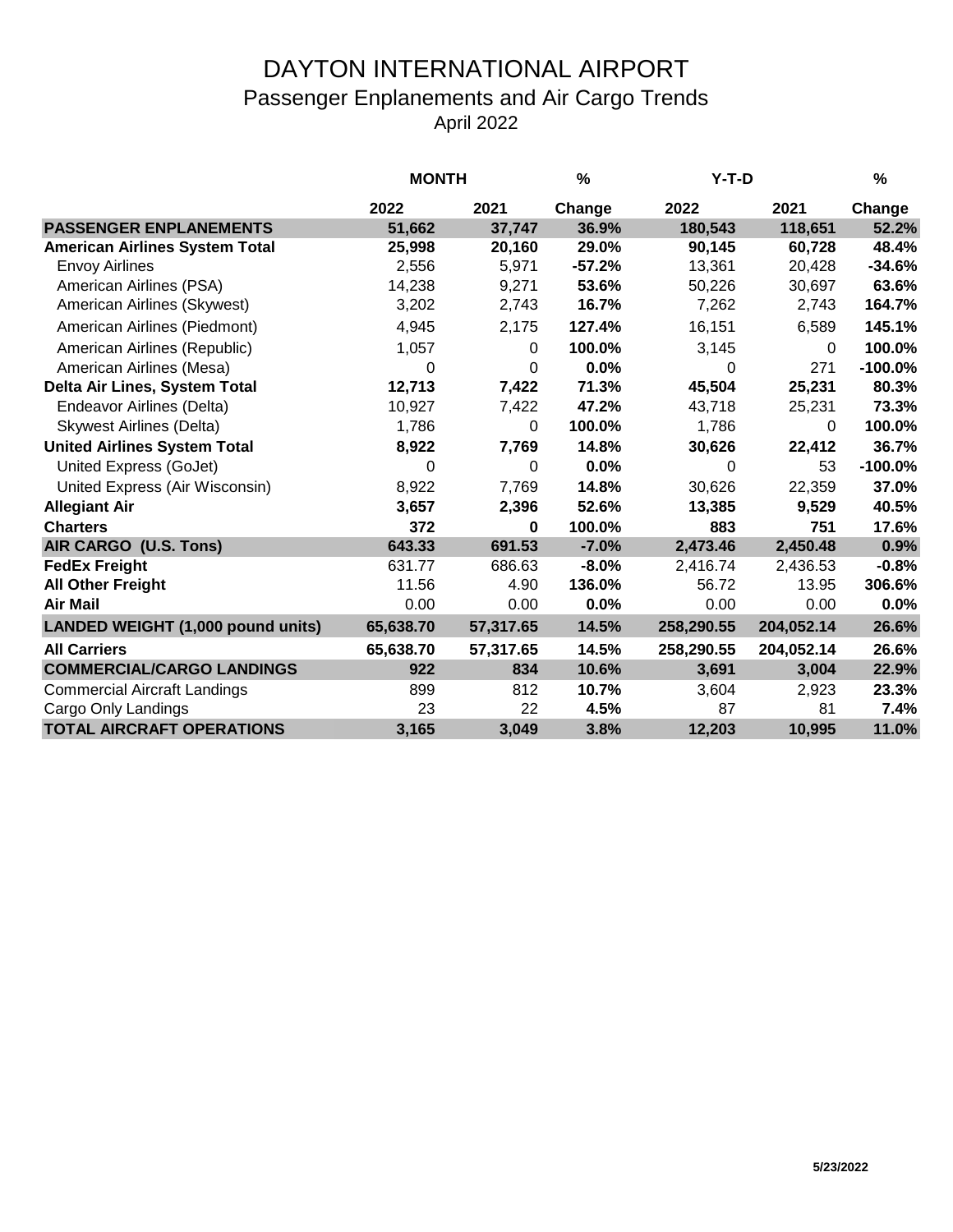# DAYTON INTERNATIONAL AIRPORT

## Passenger Enplanements and Air Cargo Trends

April 2022

| | MONTH | | % | Y-T-D | | % |
|---|---|---|---|---|---|---|
| | **2022** | **2021** | **Change** | **2022** | **2021** | **Change** |
| **PASSENGER ENPLANEMENTS** | **51,662** | **37,747** | **36.9%** | **180,543** | **118,651** | **52.2%** |
| **American Airlines System Total** | **25,998** | **20,160** | **29.0%** | **90,145** | **60,728** | **48.4%** |
| Envoy Airlines | 2,556 | 5,971 | **-57.2%** | 13,361 | 20,428 | **-34.6%** |
| American Airlines (PSA) | 14,238 | 9,271 | **53.6%** | 50,226 | 30,697 | **63.6%** |
| American Airlines (Skywest) | 3,202 | 2,743 | **16.7%** | 7,262 | 2,743 | **164.7%** |
| American Airlines (Piedmont) | 4,945 | 2,175 | **127.4%** | 16,151 | 6,589 | **145.1%** |
| American Airlines (Republic) | 1,057 | 0 | **100.0%** | 3,145 | 0 | **100.0%** |
| American Airlines (Mesa) | 0 | 0 | **0.0%** | 0 | 271 | **-100.0%** |
| **Delta Air Lines, System Total** | **12,713** | **7,422** | **71.3%** | **45,504** | **25,231** | **80.3%** |
| Endeavor Airlines (Delta) | 10,927 | 7,422 | **47.2%** | 43,718 | 25,231 | **73.3%** |
| Skywest Airlines (Delta) | 1,786 | 0 | **100.0%** | 1,786 | 0 | **100.0%** |
| **United Airlines System Total** | **8,922** | **7,769** | **14.8%** | **30,626** | **22,412** | **36.7%** |
| United Express (GoJet) | 0 | 0 | **0.0%** | 0 | 53 | **-100.0%** |
| United Express (Air Wisconsin) | 8,922 | 7,769 | **14.8%** | 30,626 | 22,359 | **37.0%** |
| **Allegiant Air** | **3,657** | **2,396** | **52.6%** | **13,385** | **9,529** | **40.5%** |
| **Charters** | **372** | **0** | **100.0%** | **883** | **751** | **17.6%** |
| **AIR CARGO (U.S. Tons)** | **643.33** | **691.53** | **-7.0%** | **2,473.46** | **2,450.48** | **0.9%** |
| **FedEx Freight** | 631.77 | 686.63 | **-8.0%** | 2,416.74 | 2,436.53 | **-0.8%** |
| **All Other Freight** | 11.56 | 4.90 | **136.0%** | 56.72 | 13.95 | **306.6%** |
| **Air Mail** | 0.00 | 0.00 | **0.0%** | 0.00 | 0.00 | **0.0%** |
| **LANDED WEIGHT (1,000 pound units)** | **65,638.70** | **57,317.65** | **14.5%** | **258,290.55** | **204,052.14** | **26.6%** |
| **All Carriers** | **65,638.70** | **57,317.65** | **14.5%** | **258,290.55** | **204,052.14** | **26.6%** |
| **COMMERCIAL/CARGO LANDINGS** | **922** | **834** | **10.6%** | **3,691** | **3,004** | **22.9%** |
| Commercial Aircraft Landings | 899 | 812 | **10.7%** | 3,604 | 2,923 | **23.3%** |
| Cargo Only Landings | 23 | 22 | **4.5%** | 87 | 81 | **7.4%** |
| **TOTAL AIRCRAFT OPERATIONS** | **3,165** | **3,049** | **3.8%** | **12,203** | **10,995** | **11.0%** |

**5/23/2022**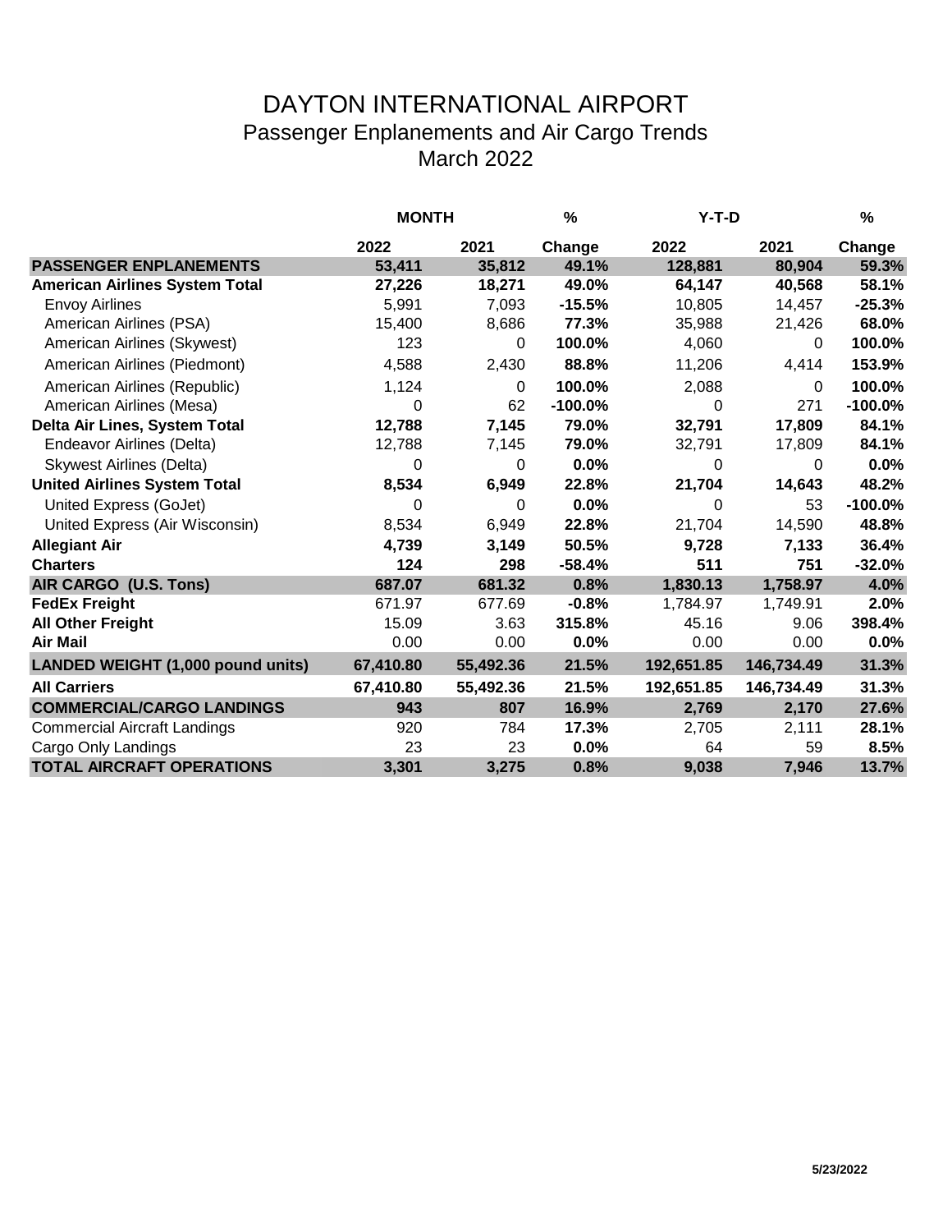# DAYTON INTERNATIONAL AIRPORT

## Passenger Enplanements and Air Cargo Trends

## March 2022

| | MONTH | | % | Y-T-D | | % |
|---|---|---|---|---|---|---|
| | **2022** | **2021** | **Change** | **2022** | **2021** | **Change** |
| **PASSENGER ENPLANEMENTS** | **53,411** | **35,812** | **49.1%** | **128,881** | **80,904** | **59.3%** |
| **American Airlines System Total** | **27,226** | **18,271** | **49.0%** | **64,147** | **40,568** | **58.1%** |
| Envoy Airlines | 5,991 | 7,093 | **-15.5%** | 10,805 | 14,457 | **-25.3%** |
| American Airlines (PSA) | 15,400 | 8,686 | **77.3%** | 35,988 | 21,426 | **68.0%** |
| American Airlines (Skywest) | 123 | 0 | **100.0%** | 4,060 | 0 | **100.0%** |
| American Airlines (Piedmont) | 4,588 | 2,430 | **88.8%** | 11,206 | 4,414 | **153.9%** |
| American Airlines (Republic) | 1,124 | 0 | **100.0%** | 2,088 | 0 | **100.0%** |
| American Airlines (Mesa) | 0 | 62 | **-100.0%** | 0 | 271 | **-100.0%** |
| **Delta Air Lines, System Total** | **12,788** | **7,145** | **79.0%** | **32,791** | **17,809** | **84.1%** |
| Endeavor Airlines (Delta) | 12,788 | 7,145 | **79.0%** | 32,791 | 17,809 | **84.1%** |
| Skywest Airlines (Delta) | 0 | 0 | **0.0%** | 0 | 0 | **0.0%** |
| **United Airlines System Total** | **8,534** | **6,949** | **22.8%** | **21,704** | **14,643** | **48.2%** |
| United Express (GoJet) | 0 | 0 | **0.0%** | 0 | 53 | **-100.0%** |
| United Express (Air Wisconsin) | 8,534 | 6,949 | **22.8%** | 21,704 | 14,590 | **48.8%** |
| **Allegiant Air** | **4,739** | **3,149** | **50.5%** | **9,728** | **7,133** | **36.4%** |
| **Charters** | **124** | **298** | **-58.4%** | **511** | **751** | **-32.0%** |
| **AIR CARGO (U.S. Tons)** | **687.07** | **681.32** | **0.8%** | **1,830.13** | **1,758.97** | **4.0%** |
| **FedEx Freight** | 671.97 | 677.69 | **-0.8%** | 1,784.97 | 1,749.91 | **2.0%** |
| **All Other Freight** | 15.09 | 3.63 | **315.8%** | 45.16 | 9.06 | **398.4%** |
| **Air Mail** | 0.00 | 0.00 | **0.0%** | 0.00 | 0.00 | **0.0%** |
| **LANDED WEIGHT (1,000 pound units)** | **67,410.80** | **55,492.36** | **21.5%** | **192,651.85** | **146,734.49** | **31.3%** |
| **All Carriers** | **67,410.80** | **55,492.36** | **21.5%** | **192,651.85** | **146,734.49** | **31.3%** |
| **COMMERCIAL/CARGO LANDINGS** | **943** | **807** | **16.9%** | **2,769** | **2,170** | **27.6%** |
| Commercial Aircraft Landings | 920 | 784 | **17.3%** | 2,705 | 2,111 | **28.1%** |
| Cargo Only Landings | 23 | 23 | **0.0%** | 64 | 59 | **8.5%** |
| **TOTAL AIRCRAFT OPERATIONS** | **3,301** | **3,275** | **0.8%** | **9,038** | **7,946** | **13.7%** |

5/23/2022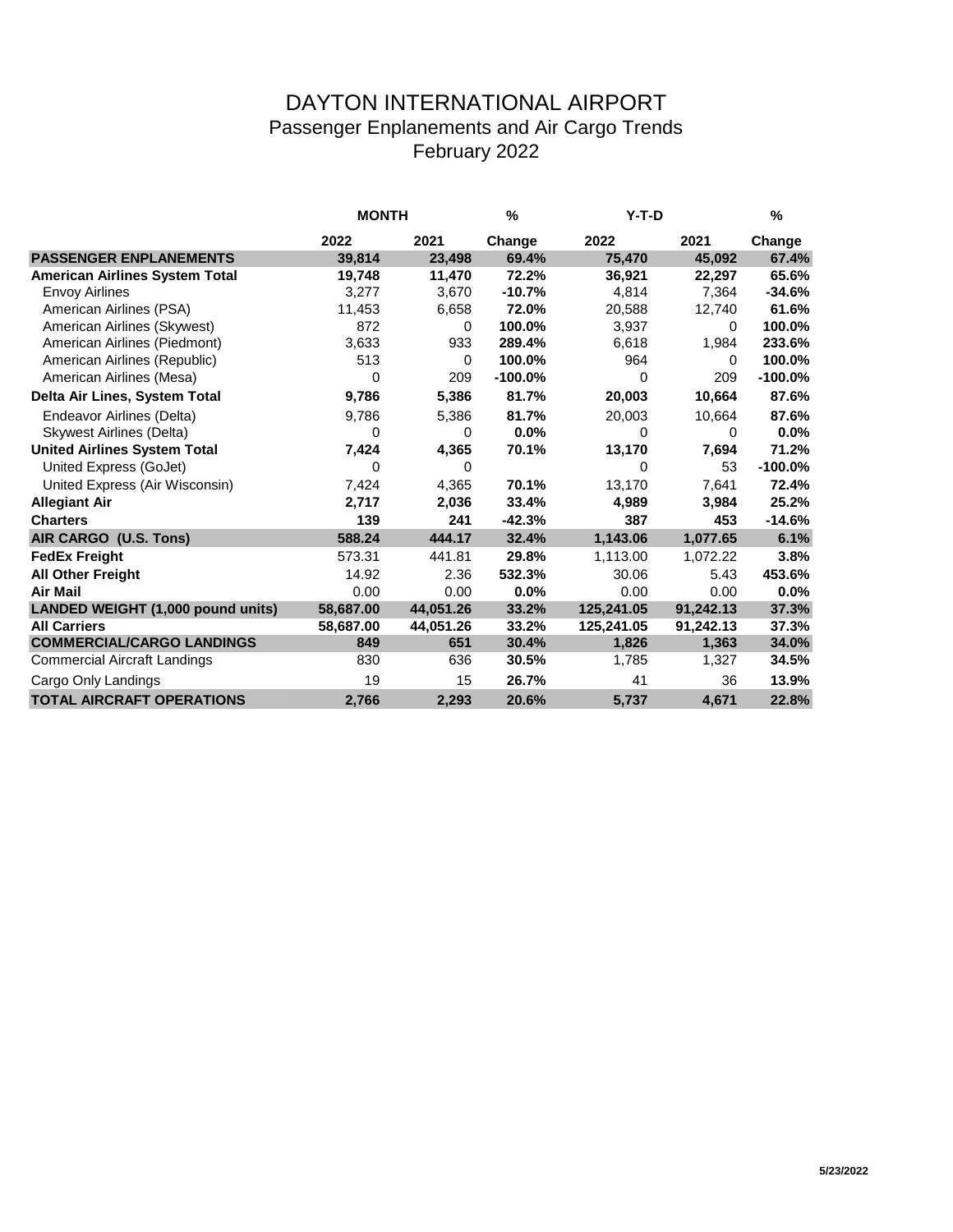# DAYTON INTERNATIONAL AIRPORT

## Passenger Enplanements and Air Cargo Trends

## February 2022

| | MONTH | | % | Y-T-D | | % |
|---|---|---|---|---|---|---|
| | 2022 | 2021 | Change | 2022 | 2021 | Change |
| **PASSENGER ENPLANEMENTS** | **39,814** | **23,498** | **69.4%** | **75,470** | **45,092** | **67.4%** |
| **American Airlines System Total** | **19,748** | **11,470** | **72.2%** | **36,921** | **22,297** | **65.6%** |
| Envoy Airlines | 3,277 | 3,670 | **-10.7%** | 4,814 | 7,364 | **-34.6%** |
| American Airlines (PSA) | 11,453 | 6,658 | **72.0%** | 20,588 | 12,740 | **61.6%** |
| American Airlines (Skywest) | 872 | 0 | **100.0%** | 3,937 | 0 | **100.0%** |
| American Airlines (Piedmont) | 3,633 | 933 | **289.4%** | 6,618 | 1,984 | **233.6%** |
| American Airlines (Republic) | 513 | 0 | **100.0%** | 964 | 0 | **100.0%** |
| American Airlines (Mesa) | 0 | 209 | **-100.0%** | 0 | 209 | **-100.0%** |
| **Delta Air Lines, System Total** | **9,786** | **5,386** | **81.7%** | **20,003** | **10,664** | **87.6%** |
| Endeavor Airlines (Delta) | 9,786 | 5,386 | **81.7%** | 20,003 | 10,664 | **87.6%** |
| Skywest Airlines (Delta) | 0 | 0 | **0.0%** | 0 | 0 | **0.0%** |
| **United Airlines System Total** | **7,424** | **4,365** | **70.1%** | **13,170** | **7,694** | **71.2%** |
| United Express (GoJet) | 0 | 0 | | 0 | 53 | **-100.0%** |
| United Express (Air Wisconsin) | 7,424 | 4,365 | **70.1%** | 13,170 | 7,641 | **72.4%** |
| **Allegiant Air** | **2,717** | **2,036** | **33.4%** | **4,989** | **3,984** | **25.2%** |
| **Charters** | **139** | **241** | **-42.3%** | **387** | **453** | **-14.6%** |
| **AIR CARGO (U.S. Tons)** | **588.24** | **444.17** | **32.4%** | **1,143.06** | **1,077.65** | **6.1%** |
| **FedEx Freight** | 573.31 | 441.81 | **29.8%** | 1,113.00 | 1,072.22 | **3.8%** |
| **All Other Freight** | 14.92 | 2.36 | **532.3%** | 30.06 | 5.43 | **453.6%** |
| **Air Mail** | 0.00 | 0.00 | **0.0%** | 0.00 | 0.00 | **0.0%** |
| **LANDED WEIGHT (1,000 pound units)** | **58,687.00** | **44,051.26** | **33.2%** | **125,241.05** | **91,242.13** | **37.3%** |
| **All Carriers** | **58,687.00** | **44,051.26** | **33.2%** | **125,241.05** | **91,242.13** | **37.3%** |
| **COMMERCIAL/CARGO LANDINGS** | **849** | **651** | **30.4%** | **1,826** | **1,363** | **34.0%** |
| Commercial Aircraft Landings | 830 | 636 | **30.5%** | 1,785 | 1,327 | **34.5%** |
| Cargo Only Landings | 19 | 15 | **26.7%** | 41 | 36 | **13.9%** |
| **TOTAL AIRCRAFT OPERATIONS** | **2,766** | **2,293** | **20.6%** | **5,737** | **4,671** | **22.8%** |

5/23/2022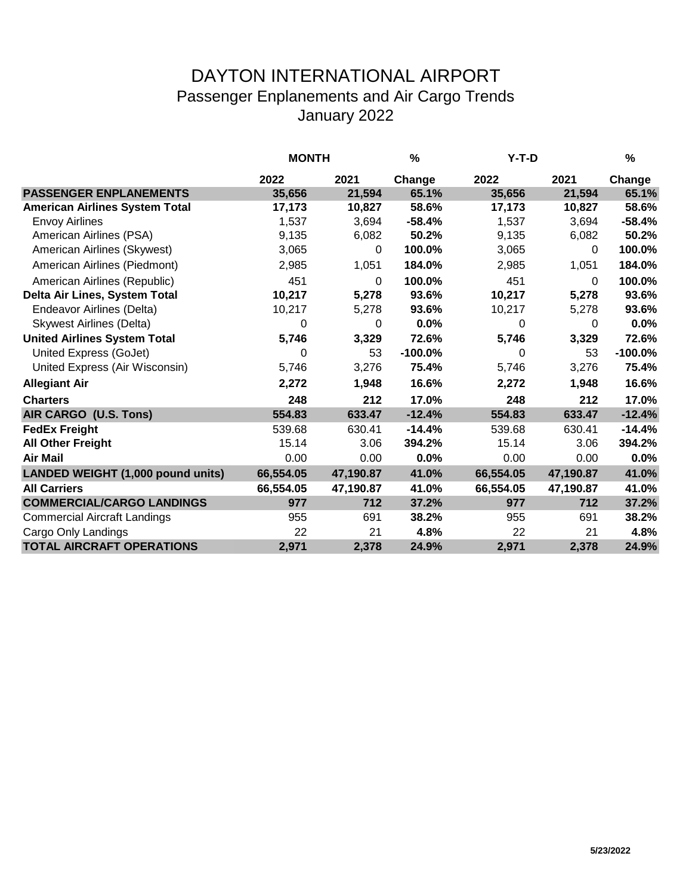# DAYTON INTERNATIONAL AIRPORT

## Passenger Enplanements and Air Cargo Trends

## January 2022

| | MONTH | | % | Y-T-D | | % |
|---|---|---|---|---|---|---|
| | 2022 | 2021 | Change | 2022 | 2021 | Change |
| **PASSENGER ENPLANEMENTS** | **35,656** | **21,594** | **65.1%** | **35,656** | **21,594** | **65.1%** |
| **American Airlines System Total** | **17,173** | **10,827** | **58.6%** | **17,173** | **10,827** | **58.6%** |
| Envoy Airlines | 1,537 | 3,694 | **-58.4%** | 1,537 | 3,694 | **-58.4%** |
| American Airlines (PSA) | 9,135 | 6,082 | **50.2%** | 9,135 | 6,082 | **50.2%** |
| American Airlines (Skywest) | 3,065 | 0 | **100.0%** | 3,065 | 0 | **100.0%** |
| American Airlines (Piedmont) | 2,985 | 1,051 | **184.0%** | 2,985 | 1,051 | **184.0%** |
| American Airlines (Republic) | 451 | 0 | **100.0%** | 451 | 0 | **100.0%** |
| **Delta Air Lines, System Total** | **10,217** | **5,278** | **93.6%** | **10,217** | **5,278** | **93.6%** |
| Endeavor Airlines (Delta) | 10,217 | 5,278 | **93.6%** | 10,217 | 5,278 | **93.6%** |
| Skywest Airlines (Delta) | 0 | 0 | **0.0%** | 0 | 0 | **0.0%** |
| **United Airlines System Total** | **5,746** | **3,329** | **72.6%** | **5,746** | **3,329** | **72.6%** |
| United Express (GoJet) | 0 | 53 | **-100.0%** | 0 | 53 | **-100.0%** |
| United Express (Air Wisconsin) | 5,746 | 3,276 | **75.4%** | 5,746 | 3,276 | **75.4%** |
| **Allegiant Air** | **2,272** | **1,948** | **16.6%** | **2,272** | **1,948** | **16.6%** |
| **Charters** | **248** | **212** | **17.0%** | **248** | **212** | **17.0%** |
| **AIR CARGO (U.S. Tons)** | **554.83** | **633.47** | **-12.4%** | **554.83** | **633.47** | **-12.4%** |
| **FedEx Freight** | 539.68 | 630.41 | **-14.4%** | 539.68 | 630.41 | **-14.4%** |
| **All Other Freight** | 15.14 | 3.06 | **394.2%** | 15.14 | 3.06 | **394.2%** |
| **Air Mail** | 0.00 | 0.00 | **0.0%** | 0.00 | 0.00 | **0.0%** |
| **LANDED WEIGHT (1,000 pound units)** | **66,554.05** | **47,190.87** | **41.0%** | **66,554.05** | **47,190.87** | **41.0%** |
| **All Carriers** | **66,554.05** | **47,190.87** | **41.0%** | **66,554.05** | **47,190.87** | **41.0%** |
| **COMMERCIAL/CARGO LANDINGS** | **977** | **712** | **37.2%** | **977** | **712** | **37.2%** |
| Commercial Aircraft Landings | 955 | 691 | **38.2%** | 955 | 691 | **38.2%** |
| Cargo Only Landings | 22 | 21 | **4.8%** | 22 | 21 | **4.8%** |
| **TOTAL AIRCRAFT OPERATIONS** | **2,971** | **2,378** | **24.9%** | **2,971** | **2,378** | **24.9%** |

5/23/2022